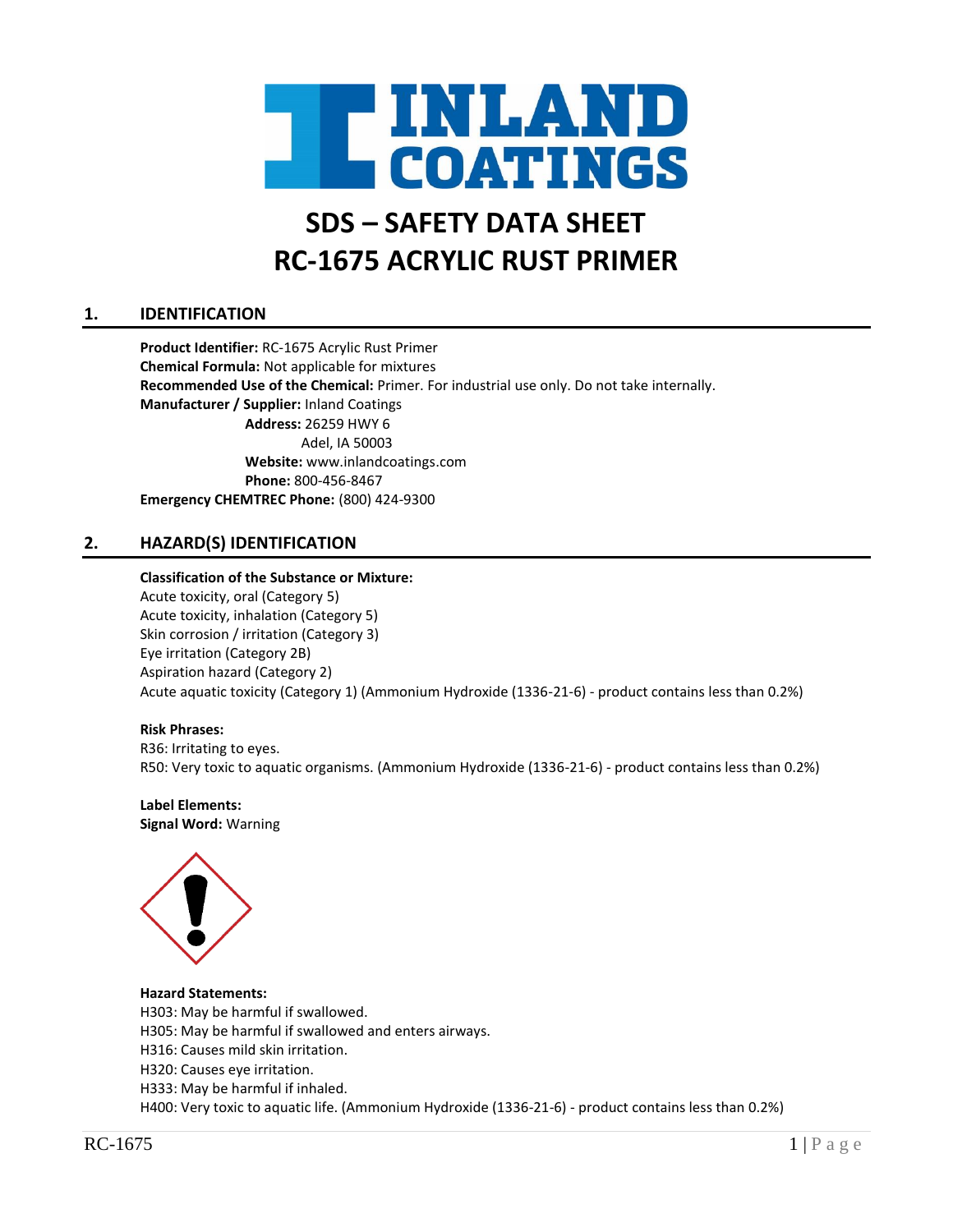# INLAND COATINGS

# SDS – SAFETY DATA SHEET
# RC-1675 ACRYLIC RUST PRIMER

## 1. IDENTIFICATION

**Product Identifier:** RC-1675 Acrylic Rust Primer
**Chemical Formula:** Not applicable for mixtures
**Recommended Use of the Chemical:** Primer. For industrial use only. Do not take internally.
**Manufacturer / Supplier:** Inland Coatings
**Address:** 26259 HWY 6
Adel, IA 50003
**Website:** www.inlandcoatings.com
**Phone:** 800-456-8467
**Emergency CHEMTREC Phone:** (800) 424-9300

## 2. HAZARD(S) IDENTIFICATION

**Classification of the Substance or Mixture:**
Acute toxicity, oral (Category 5)
Acute toxicity, inhalation (Category 5)
Skin corrosion / irritation (Category 3)
Eye irritation (Category 2B)
Aspiration hazard (Category 2)
Acute aquatic toxicity (Category 1) (Ammonium Hydroxide (1336-21-6) - product contains less than 0.2%)

**Risk Phrases:**
R36: Irritating to eyes.
R50: Very toxic to aquatic organisms. (Ammonium Hydroxide (1336-21-6) - product contains less than 0.2%)

**Label Elements:**
**Signal Word:** Warning

**Hazard Statements:**
H303: May be harmful if swallowed.
H305: May be harmful if swallowed and enters airways.
H316: Causes mild skin irritation.
H320: Causes eye irritation.
H333: May be harmful if inhaled.
H400: Very toxic to aquatic life. (Ammonium Hydroxide (1336-21-6) - product contains less than 0.2%)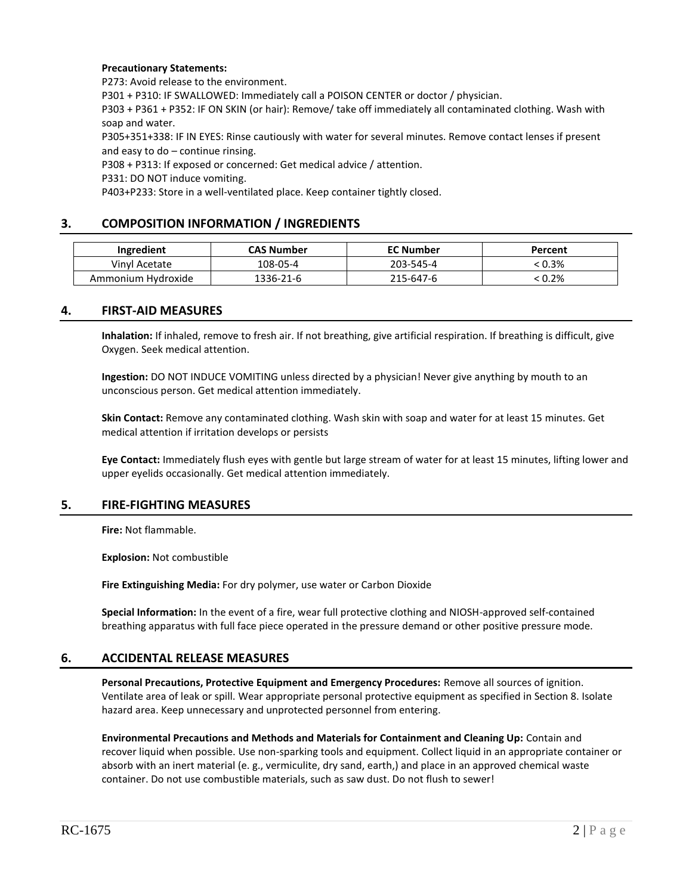**Precautionary Statements:**

P273: Avoid release to the environment.
P301 + P310: IF SWALLOWED: Immediately call a POISON CENTER or doctor / physician.
P303 + P361 + P352: IF ON SKIN (or hair): Remove/ take off immediately all contaminated clothing. Wash with soap and water.
P305+351+338: IF IN EYES: Rinse cautiously with water for several minutes. Remove contact lenses if present and easy to do – continue rinsing.
P308 + P313: If exposed or concerned: Get medical advice / attention.
P331: DO NOT induce vomiting.
P403+P233: Store in a well-ventilated place. Keep container tightly closed.

## 3. COMPOSITION INFORMATION / INGREDIENTS

| Ingredient | CAS Number | EC Number | Percent |
|---|---|---|---|
| Vinyl Acetate | 108-05-4 | 203-545-4 | < 0.3% |
| Ammonium Hydroxide | 1336-21-6 | 215-647-6 | < 0.2% |

## 4. FIRST-AID MEASURES

**Inhalation:** If inhaled, remove to fresh air. If not breathing, give artificial respiration. If breathing is difficult, give Oxygen. Seek medical attention.

**Ingestion:** DO NOT INDUCE VOMITING unless directed by a physician! Never give anything by mouth to an unconscious person. Get medical attention immediately.

**Skin Contact:** Remove any contaminated clothing. Wash skin with soap and water for at least 15 minutes. Get medical attention if irritation develops or persists

**Eye Contact:** Immediately flush eyes with gentle but large stream of water for at least 15 minutes, lifting lower and upper eyelids occasionally. Get medical attention immediately.

## 5. FIRE-FIGHTING MEASURES

**Fire:** Not flammable.

**Explosion:** Not combustible

**Fire Extinguishing Media:** For dry polymer, use water or Carbon Dioxide

**Special Information:** In the event of a fire, wear full protective clothing and NIOSH-approved self-contained breathing apparatus with full face piece operated in the pressure demand or other positive pressure mode.

## 6. ACCIDENTAL RELEASE MEASURES

**Personal Precautions, Protective Equipment and Emergency Procedures:** Remove all sources of ignition. Ventilate area of leak or spill. Wear appropriate personal protective equipment as specified in Section 8. Isolate hazard area. Keep unnecessary and unprotected personnel from entering.

**Environmental Precautions and Methods and Materials for Containment and Cleaning Up:** Contain and recover liquid when possible. Use non-sparking tools and equipment. Collect liquid in an appropriate container or absorb with an inert material (e. g., vermiculite, dry sand, earth,) and place in an approved chemical waste container. Do not use combustible materials, such as saw dust. Do not flush to sewer!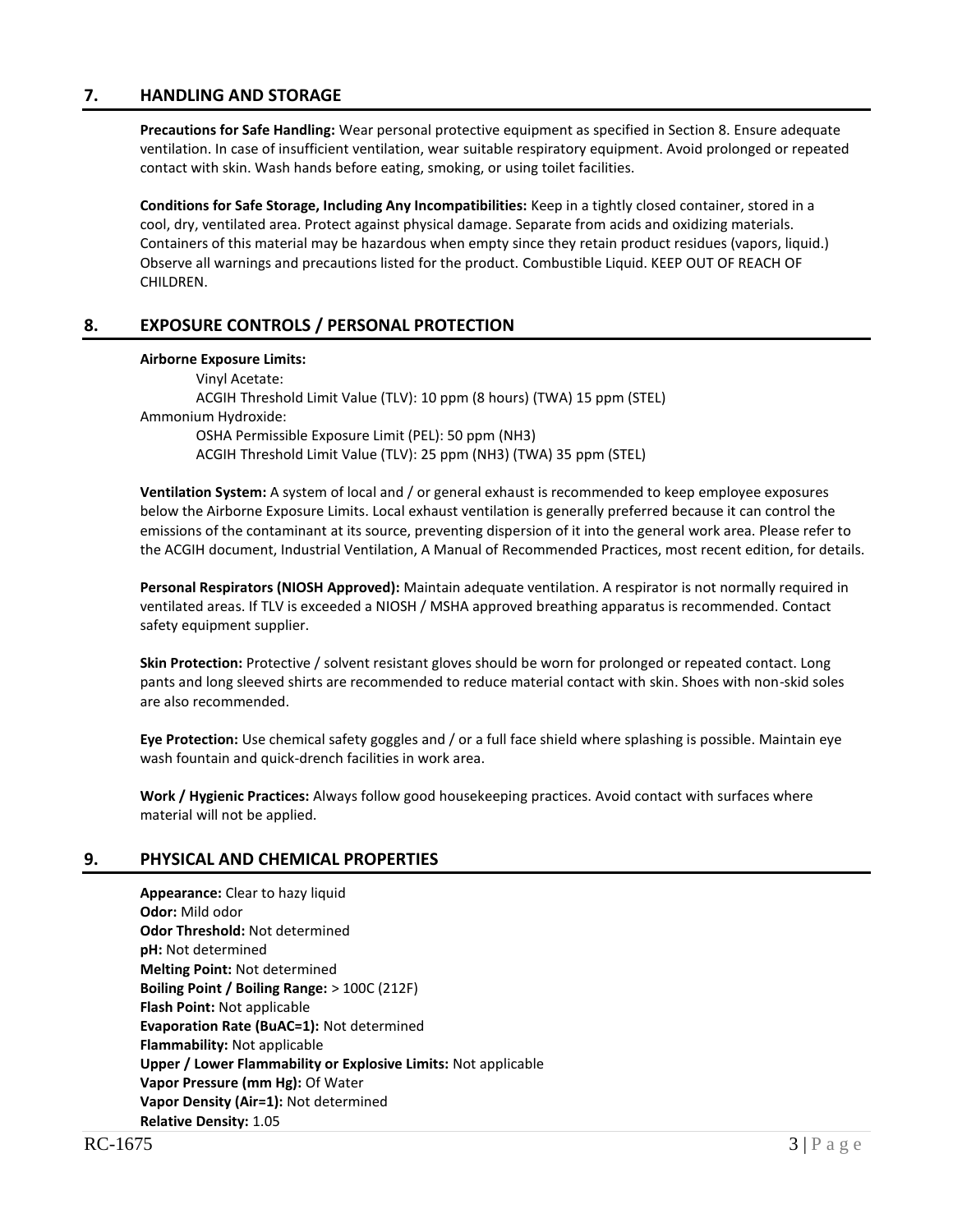## 7. HANDLING AND STORAGE

**Precautions for Safe Handling:** Wear personal protective equipment as specified in Section 8. Ensure adequate ventilation. In case of insufficient ventilation, wear suitable respiratory equipment. Avoid prolonged or repeated contact with skin. Wash hands before eating, smoking, or using toilet facilities.

**Conditions for Safe Storage, Including Any Incompatibilities:** Keep in a tightly closed container, stored in a cool, dry, ventilated area. Protect against physical damage. Separate from acids and oxidizing materials. Containers of this material may be hazardous when empty since they retain product residues (vapors, liquid.) Observe all warnings and precautions listed for the product. Combustible Liquid. KEEP OUT OF REACH OF CHILDREN.

## 8. EXPOSURE CONTROLS / PERSONAL PROTECTION

**Airborne Exposure Limits:**

Vinyl Acetate:
ACGIH Threshold Limit Value (TLV): 10 ppm (8 hours) (TWA) 15 ppm (STEL)

Ammonium Hydroxide:
OSHA Permissible Exposure Limit (PEL): 50 ppm ($NH_3$)
ACGIH Threshold Limit Value (TLV): 25 ppm ($NH_3$) (TWA) 35 ppm (STEL)

**Ventilation System:** A system of local and / or general exhaust is recommended to keep employee exposures below the Airborne Exposure Limits. Local exhaust ventilation is generally preferred because it can control the emissions of the contaminant at its source, preventing dispersion of it into the general work area. Please refer to the ACGIH document, Industrial Ventilation, A Manual of Recommended Practices, most recent edition, for details.

**Personal Respirators (NIOSH Approved):** Maintain adequate ventilation. A respirator is not normally required in ventilated areas. If TLV is exceeded a NIOSH / MSHA approved breathing apparatus is recommended. Contact safety equipment supplier.

**Skin Protection:** Protective / solvent resistant gloves should be worn for prolonged or repeated contact. Long pants and long sleeved shirts are recommended to reduce material contact with skin. Shoes with non-skid soles are also recommended.

**Eye Protection:** Use chemical safety goggles and / or a full face shield where splashing is possible. Maintain eye wash fountain and quick-drench facilities in work area.

**Work / Hygienic Practices:** Always follow good housekeeping practices. Avoid contact with surfaces where material will not be applied.

## 9. PHYSICAL AND CHEMICAL PROPERTIES

**Appearance:** Clear to hazy liquid
**Odor:** Mild odor
**Odor Threshold:** Not determined
**pH:** Not determined
**Melting Point:** Not determined
**Boiling Point / Boiling Range:** > 100C (212F)
**Flash Point:** Not applicable
**Evaporation Rate (BuAC=1):** Not determined
**Flammability:** Not applicable
**Upper / Lower Flammability or Explosive Limits:** Not applicable
**Vapor Pressure (mm Hg):** Of Water
**Vapor Density (Air=1):** Not determined
**Relative Density:** 1.05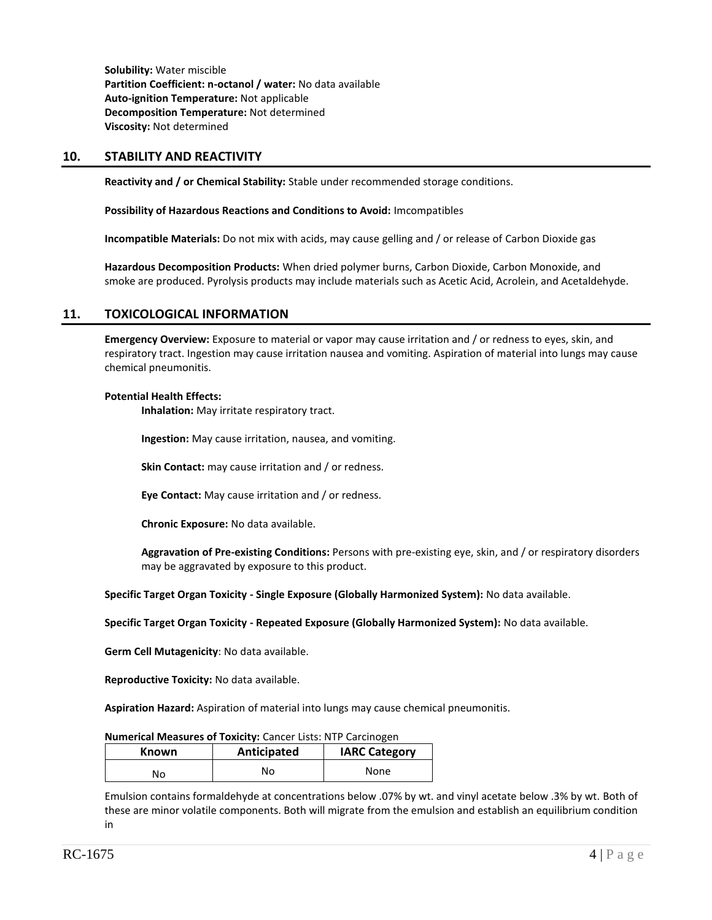**Solubility:** Water miscible
**Partition Coefficient: n-octanol / water:** No data available
**Auto-ignition Temperature:** Not applicable
**Decomposition Temperature:** Not determined
**Viscosity:** Not determined

## 10. STABILITY AND REACTIVITY

**Reactivity and / or Chemical Stability:** Stable under recommended storage conditions.

**Possibility of Hazardous Reactions and Conditions to Avoid:** Imcompatibles

**Incompatible Materials:** Do not mix with acids, may cause gelling and / or release of Carbon Dioxide gas

**Hazardous Decomposition Products:** When dried polymer burns, Carbon Dioxide, Carbon Monoxide, and smoke are produced. Pyrolysis products may include materials such as Acetic Acid, Acrolein, and Acetaldehyde.

## 11. TOXICOLOGICAL INFORMATION

**Emergency Overview:** Exposure to material or vapor may cause irritation and / or redness to eyes, skin, and respiratory tract. Ingestion may cause irritation nausea and vomiting. Aspiration of material into lungs may cause chemical pneumonitis.

**Potential Health Effects:**

**Inhalation:** May irritate respiratory tract.

**Ingestion:** May cause irritation, nausea, and vomiting.

**Skin Contact:** may cause irritation and / or redness.

**Eye Contact:** May cause irritation and / or redness.

**Chronic Exposure:** No data available.

**Aggravation of Pre-existing Conditions:** Persons with pre-existing eye, skin, and / or respiratory disorders may be aggravated by exposure to this product.

**Specific Target Organ Toxicity - Single Exposure (Globally Harmonized System):** No data available.

**Specific Target Organ Toxicity - Repeated Exposure (Globally Harmonized System):** No data available.

**Germ Cell Mutagenicity**: No data available.

**Reproductive Toxicity:** No data available.

**Aspiration Hazard:** Aspiration of material into lungs may cause chemical pneumonitis.

**Numerical Measures of Toxicity:** Cancer Lists: NTP Carcinogen

| Known | Anticipated | IARC Category |
| --- | --- | --- |
| No | No | None |

Emulsion contains formaldehyde at concentrations below .07% by wt. and vinyl acetate below .3% by wt. Both of these are minor volatile components. Both will migrate from the emulsion and establish an equilibrium condition in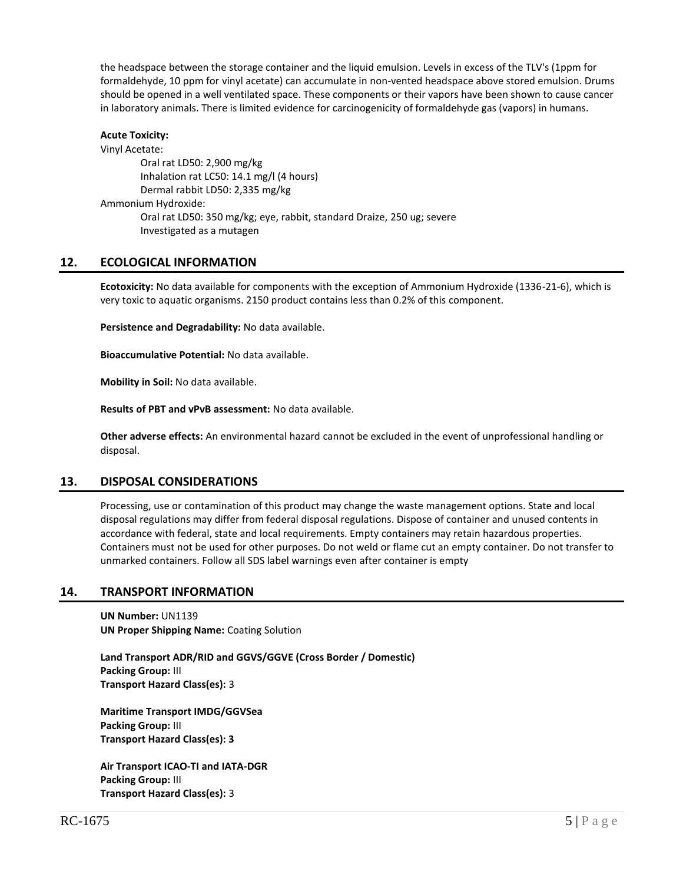the headspace between the storage container and the liquid emulsion. Levels in excess of the TLV's (1ppm for formaldehyde, 10 ppm for vinyl acetate) can accumulate in non-vented headspace above stored emulsion. Drums should be opened in a well ventilated space. These components or their vapors have been shown to cause cancer in laboratory animals. There is limited evidence for carcinogenicity of formaldehyde gas (vapors) in humans.

**Acute Toxicity:**

Vinyl Acetate:

- Oral rat LD50: 2,900 mg/kg
- Inhalation rat LC50: 14.1 mg/l (4 hours)
- Dermal rabbit LD50: 2,335 mg/kg

Ammonium Hydroxide:

- Oral rat LD50: 350 mg/kg; eye, rabbit, standard Draize, 250 ug; severe
- Investigated as a mutagen

## 12. ECOLOGICAL INFORMATION

**Ecotoxicity:** No data available for components with the exception of Ammonium Hydroxide (1336-21-6), which is very toxic to aquatic organisms. 2150 product contains less than 0.2% of this component.

**Persistence and Degradability:** No data available.

**Bioaccumulative Potential:** No data available.

**Mobility in Soil:** No data available.

**Results of PBT and vPvB assessment:** No data available.

**Other adverse effects:** An environmental hazard cannot be excluded in the event of unprofessional handling or disposal.

## 13. DISPOSAL CONSIDERATIONS

Processing, use or contamination of this product may change the waste management options. State and local disposal regulations may differ from federal disposal regulations. Dispose of container and unused contents in accordance with federal, state and local requirements. Empty containers may retain hazardous properties. Containers must not be used for other purposes. Do not weld or flame cut an empty container. Do not transfer to unmarked containers. Follow all SDS label warnings even after container is empty

## 14. TRANSPORT INFORMATION

**UN Number:** UN1139
**UN Proper Shipping Name:** Coating Solution

**Land Transport ADR/RID and GGVS/GGVE (Cross Border / Domestic)**
**Packing Group:** III
**Transport Hazard Class(es):** 3

**Maritime Transport IMDG/GGVSea**
**Packing Group:** III
**Transport Hazard Class(es): 3**

**Air Transport ICAO-TI and IATA-DGR**
**Packing Group:** III
**Transport Hazard Class(es):** 3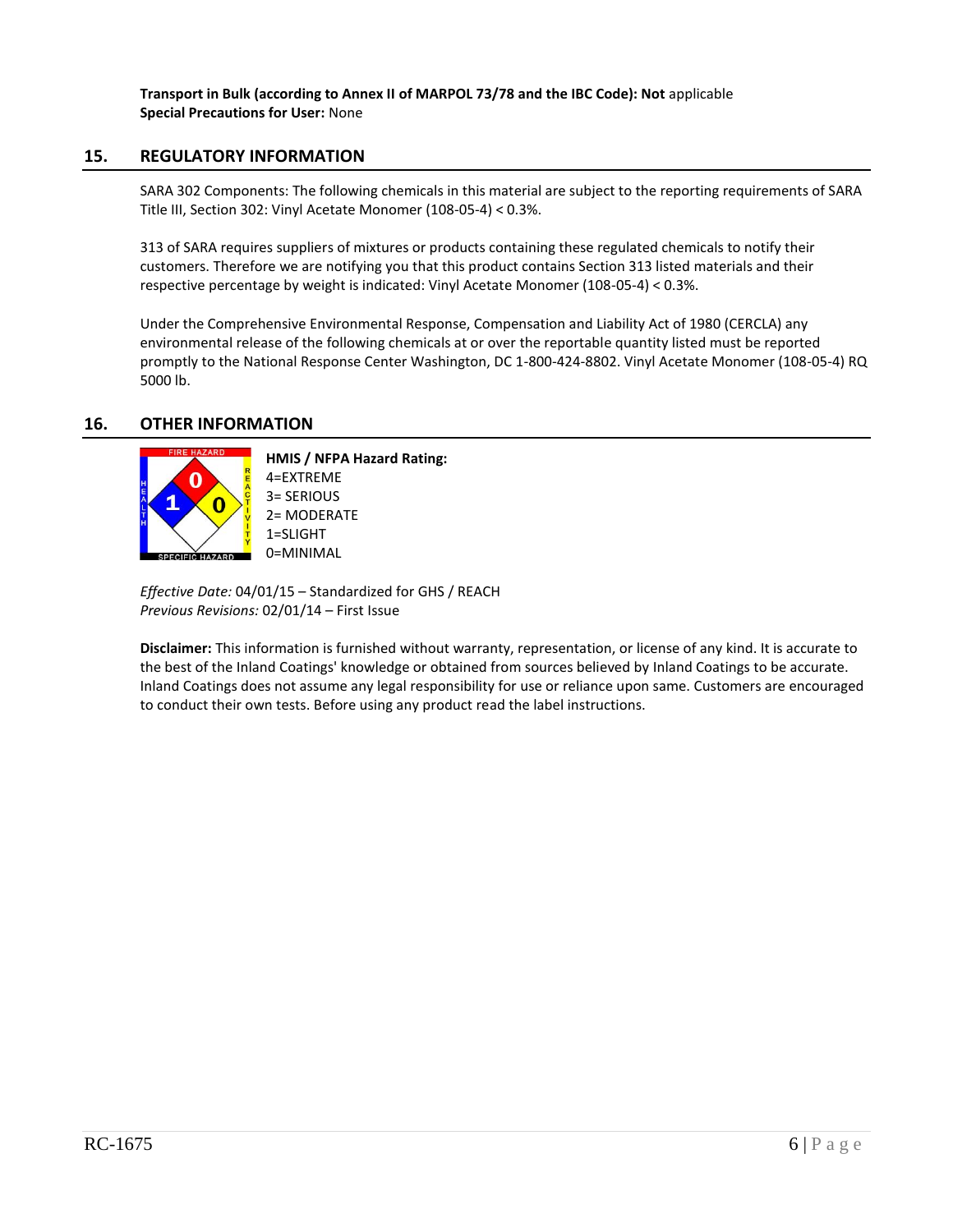**Transport in Bulk (according to Annex II of MARPOL 73/78 and the IBC Code): Not** applicable
**Special Precautions for User:** None

## 15. REGULATORY INFORMATION

SARA 302 Components: The following chemicals in this material are subject to the reporting requirements of SARA Title III, Section 302: Vinyl Acetate Monomer (108-05-4) < 0.3%.

313 of SARA requires suppliers of mixtures or products containing these regulated chemicals to notify their customers. Therefore we are notifying you that this product contains Section 313 listed materials and their respective percentage by weight is indicated: Vinyl Acetate Monomer (108-05-4) < 0.3%.

Under the Comprehensive Environmental Response, Compensation and Liability Act of 1980 (CERCLA) any environmental release of the following chemicals at or over the reportable quantity listed must be reported promptly to the National Response Center Washington, DC 1-800-424-8802. Vinyl Acetate Monomer (108-05-4) RQ 5000 lb.

## 16. OTHER INFORMATION

FIRE HAZARD: 0
HEALTH: 1
REACTIVITY: 0
SPECIFIC HAZARD

**HMIS / NFPA Hazard Rating:**
4=EXTREME
3= SERIOUS
2= MODERATE
1=SLIGHT
0=MINIMAL

*Effective Date:* 04/01/15 – Standardized for GHS / REACH
*Previous Revisions:* 02/01/14 – First Issue

**Disclaimer:** This information is furnished without warranty, representation, or license of any kind. It is accurate to the best of the Inland Coatings' knowledge or obtained from sources believed by Inland Coatings to be accurate. Inland Coatings does not assume any legal responsibility for use or reliance upon same. Customers are encouraged to conduct their own tests. Before using any product read the label instructions.